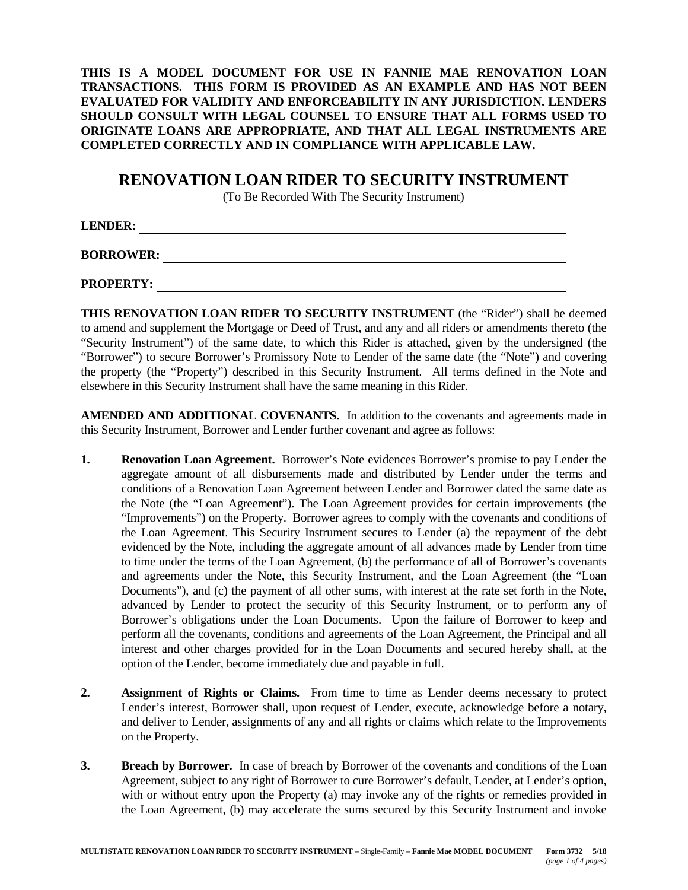**THIS IS A MODEL DOCUMENT FOR USE IN FANNIE MAE RENOVATION LOAN TRANSACTIONS. THIS FORM IS PROVIDED AS AN EXAMPLE AND HAS NOT BEEN EVALUATED FOR VALIDITY AND ENFORCEABILITY IN ANY JURISDICTION. LENDERS SHOULD CONSULT WITH LEGAL COUNSEL TO ENSURE THAT ALL FORMS USED TO ORIGINATE LOANS ARE APPROPRIATE, AND THAT ALL LEGAL INSTRUMENTS ARE COMPLETED CORRECTLY AND IN COMPLIANCE WITH APPLICABLE LAW.**

# RENOVATION LOAN RIDER TO SECURITY INSTRUMENT

(To Be Recorded With The Security Instrument)

**LENDER:** ______________________________________________________________

**BORROWER:** ___________________________________________________________

**PROPERTY:** ____________________________________________________________

**THIS RENOVATION LOAN RIDER TO SECURITY INSTRUMENT** (the "Rider") shall be deemed to amend and supplement the Mortgage or Deed of Trust, and any and all riders or amendments thereto (the "Security Instrument") of the same date, to which this Rider is attached, given by the undersigned (the "Borrower") to secure Borrower's Promissory Note to Lender of the same date (the "Note") and covering the property (the "Property") described in this Security Instrument. All terms defined in the Note and elsewhere in this Security Instrument shall have the same meaning in this Rider.

**AMENDED AND ADDITIONAL COVENANTS.** In addition to the covenants and agreements made in this Security Instrument, Borrower and Lender further covenant and agree as follows:

**1. Renovation Loan Agreement.** Borrower's Note evidences Borrower's promise to pay Lender the aggregate amount of all disbursements made and distributed by Lender under the terms and conditions of a Renovation Loan Agreement between Lender and Borrower dated the same date as the Note (the "Loan Agreement"). The Loan Agreement provides for certain improvements (the "Improvements") on the Property. Borrower agrees to comply with the covenants and conditions of the Loan Agreement. This Security Instrument secures to Lender (a) the repayment of the debt evidenced by the Note, including the aggregate amount of all advances made by Lender from time to time under the terms of the Loan Agreement, (b) the performance of all of Borrower's covenants and agreements under the Note, this Security Instrument, and the Loan Agreement (the "Loan Documents"), and (c) the payment of all other sums, with interest at the rate set forth in the Note, advanced by Lender to protect the security of this Security Instrument, or to perform any of Borrower's obligations under the Loan Documents. Upon the failure of Borrower to keep and perform all the covenants, conditions and agreements of the Loan Agreement, the Principal and all interest and other charges provided for in the Loan Documents and secured hereby shall, at the option of the Lender, become immediately due and payable in full.

**2. Assignment of Rights or Claims.** From time to time as Lender deems necessary to protect Lender's interest, Borrower shall, upon request of Lender, execute, acknowledge before a notary, and deliver to Lender, assignments of any and all rights or claims which relate to the Improvements on the Property.

**3. Breach by Borrower.** In case of breach by Borrower of the covenants and conditions of the Loan Agreement, subject to any right of Borrower to cure Borrower's default, Lender, at Lender's option, with or without entry upon the Property (a) may invoke any of the rights or remedies provided in the Loan Agreement, (b) may accelerate the sums secured by this Security Instrument and invoke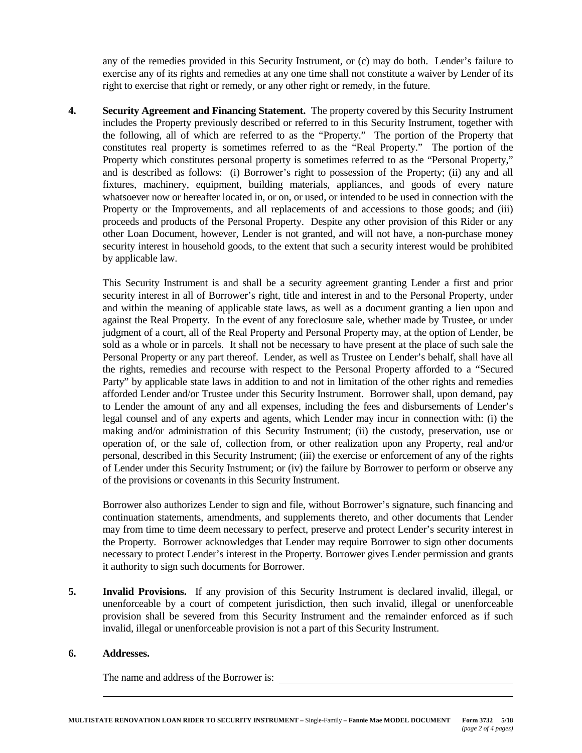any of the remedies provided in this Security Instrument, or (c) may do both. Lender's failure to exercise any of its rights and remedies at any one time shall not constitute a waiver by Lender of its right to exercise that right or remedy, or any other right or remedy, in the future.

**4. Security Agreement and Financing Statement.** The property covered by this Security Instrument includes the Property previously described or referred to in this Security Instrument, together with the following, all of which are referred to as the "Property." The portion of the Property that constitutes real property is sometimes referred to as the "Real Property." The portion of the Property which constitutes personal property is sometimes referred to as the "Personal Property," and is described as follows: (i) Borrower's right to possession of the Property; (ii) any and all fixtures, machinery, equipment, building materials, appliances, and goods of every nature whatsoever now or hereafter located in, or on, or used, or intended to be used in connection with the Property or the Improvements, and all replacements of and accessions to those goods; and (iii) proceeds and products of the Personal Property. Despite any other provision of this Rider or any other Loan Document, however, Lender is not granted, and will not have, a non-purchase money security interest in household goods, to the extent that such a security interest would be prohibited by applicable law.

This Security Instrument is and shall be a security agreement granting Lender a first and prior security interest in all of Borrower's right, title and interest in and to the Personal Property, under and within the meaning of applicable state laws, as well as a document granting a lien upon and against the Real Property. In the event of any foreclosure sale, whether made by Trustee, or under judgment of a court, all of the Real Property and Personal Property may, at the option of Lender, be sold as a whole or in parcels. It shall not be necessary to have present at the place of such sale the Personal Property or any part thereof. Lender, as well as Trustee on Lender's behalf, shall have all the rights, remedies and recourse with respect to the Personal Property afforded to a "Secured Party" by applicable state laws in addition to and not in limitation of the other rights and remedies afforded Lender and/or Trustee under this Security Instrument. Borrower shall, upon demand, pay to Lender the amount of any and all expenses, including the fees and disbursements of Lender's legal counsel and of any experts and agents, which Lender may incur in connection with: (i) the making and/or administration of this Security Instrument; (ii) the custody, preservation, use or operation of, or the sale of, collection from, or other realization upon any Property, real and/or personal, described in this Security Instrument; (iii) the exercise or enforcement of any of the rights of Lender under this Security Instrument; or (iv) the failure by Borrower to perform or observe any of the provisions or covenants in this Security Instrument.

Borrower also authorizes Lender to sign and file, without Borrower's signature, such financing and continuation statements, amendments, and supplements thereto, and other documents that Lender may from time to time deem necessary to perfect, preserve and protect Lender's security interest in the Property. Borrower acknowledges that Lender may require Borrower to sign other documents necessary to protect Lender's interest in the Property. Borrower gives Lender permission and grants it authority to sign such documents for Borrower.

**5. Invalid Provisions.** If any provision of this Security Instrument is declared invalid, illegal, or unenforceable by a court of competent jurisdiction, then such invalid, illegal or unenforceable provision shall be severed from this Security Instrument and the remainder enforced as if such invalid, illegal or unenforceable provision is not a part of this Security Instrument.

**6. Addresses.**

The name and address of the Borrower is: ______________________________________

_______________________________________________________________________________

**MULTISTATE RENOVATION LOAN RIDER TO SECURITY INSTRUMENT** – Single-Family – **Fannie Mae MODEL DOCUMENT** **Form 3732 5/18**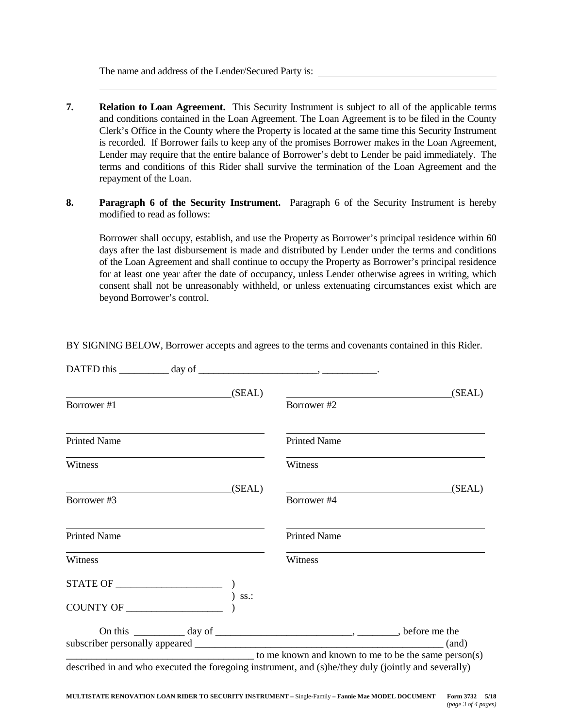The name and address of the Lender/Secured Party is: ____________________________________

______________________________________________________________________________

**7. Relation to Loan Agreement.** This Security Instrument is subject to all of the applicable terms and conditions contained in the Loan Agreement. The Loan Agreement is to be filed in the County Clerk's Office in the County where the Property is located at the same time this Security Instrument is recorded. If Borrower fails to keep any of the promises Borrower makes in the Loan Agreement, Lender may require that the entire balance of Borrower's debt to Lender be paid immediately. The terms and conditions of this Rider shall survive the termination of the Loan Agreement and the repayment of the Loan.

**8. Paragraph 6 of the Security Instrument.** Paragraph 6 of the Security Instrument is hereby modified to read as follows:

Borrower shall occupy, establish, and use the Property as Borrower's principal residence within 60 days after the last disbursement is made and distributed by Lender under the terms and conditions of the Loan Agreement and shall continue to occupy the Property as Borrower's principal residence for at least one year after the date of occupancy, unless Lender otherwise agrees in writing, which consent shall not be unreasonably withheld, or unless extenuating circumstances exist which are beyond Borrower's control.

BY SIGNING BELOW, Borrower accepts and agrees to the terms and covenants contained in this Rider.

DATED this __________ day of ________________________, ___________.

| | |
|---|---|
| _________________________________(SEAL) | _________________________________(SEAL) |
| Borrower #1 | Borrower #2 |
| _________________________________ | _________________________________ |
| Printed Name | Printed Name |
| _________________________________ | _________________________________ |
| Witness | Witness |
| _________________________________(SEAL) | _________________________________(SEAL) |
| Borrower #3 | Borrower #4 |
| _________________________________ | _________________________________ |
| Printed Name | Printed Name |
| _________________________________ | _________________________________ |
| Witness | Witness |

STATE OF _____________________ )
) ss.:
COUNTY OF ___________________ )

On this __________ day of ___________________________, ________, before me the subscriber personally appeared _______________________________________________ (and) ______________________________________ to me known and known to me to be the same person(s) described in and who executed the foregoing instrument, and (s)he/they duly (jointly and severally)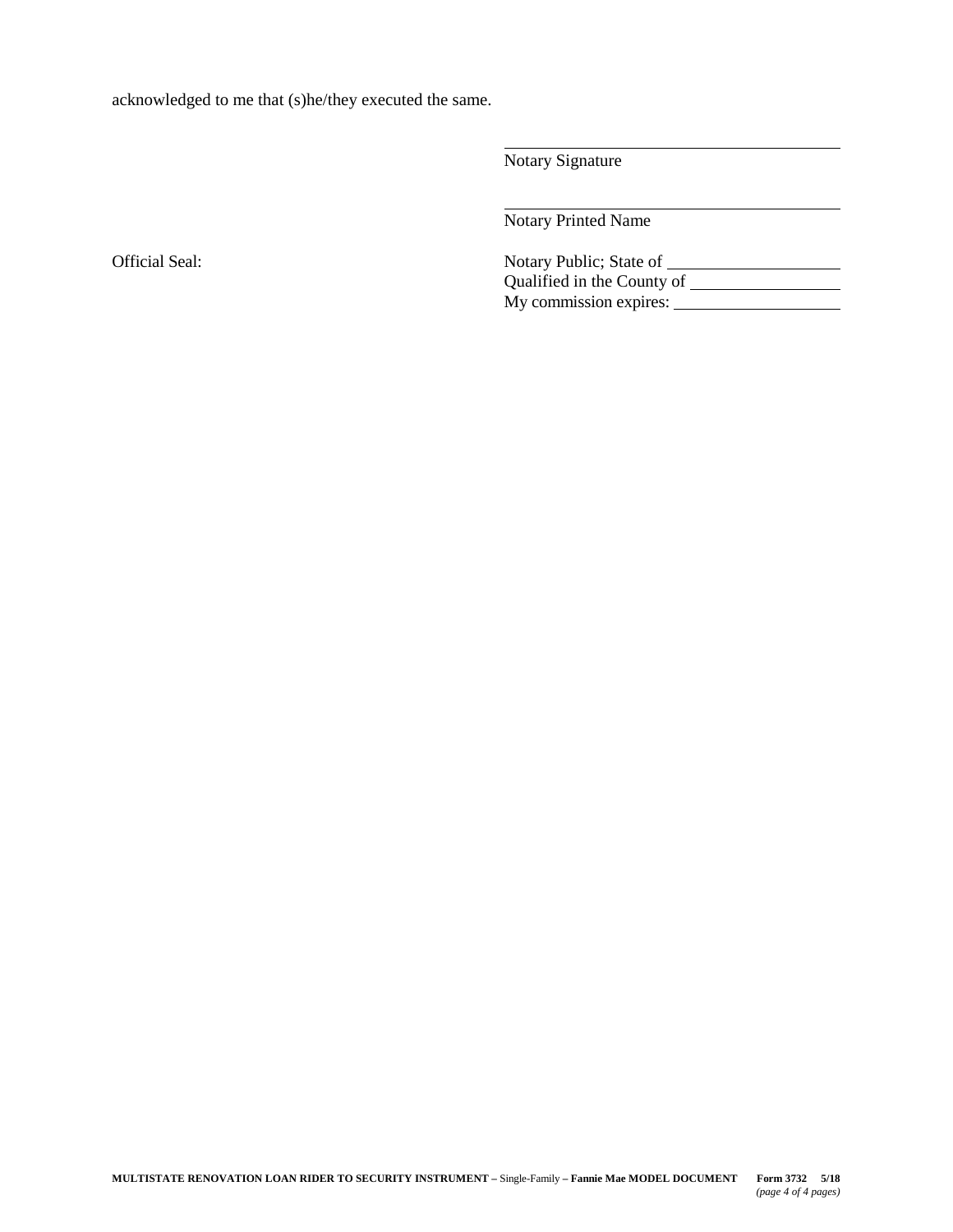acknowledged to me that (s)he/they executed the same.

\_\_\_\_\_\_\_\_\_\_\_\_\_\_\_\_\_\_\_\_\_\_\_\_\_\_\_\_\_\_\_\_\_\_\_\_\_\_
Notary Signature

\_\_\_\_\_\_\_\_\_\_\_\_\_\_\_\_\_\_\_\_\_\_\_\_\_\_\_\_\_\_\_\_\_\_\_\_\_\_
Notary Printed Name

Official Seal:

Notary Public; State of \_\_\_\_\_\_\_\_\_\_\_\_\_\_\_\_\_\_\_\_
Qualified in the County of \_\_\_\_\_\_\_\_\_\_\_\_\_\_\_\_\_\_
My commission expires: \_\_\_\_\_\_\_\_\_\_\_\_\_\_\_\_\_\_\_\_

**MULTISTATE RENOVATION LOAN RIDER TO SECURITY INSTRUMENT –** Single-Family **– Fannie Mae MODEL DOCUMENT Form 3732 5/18**